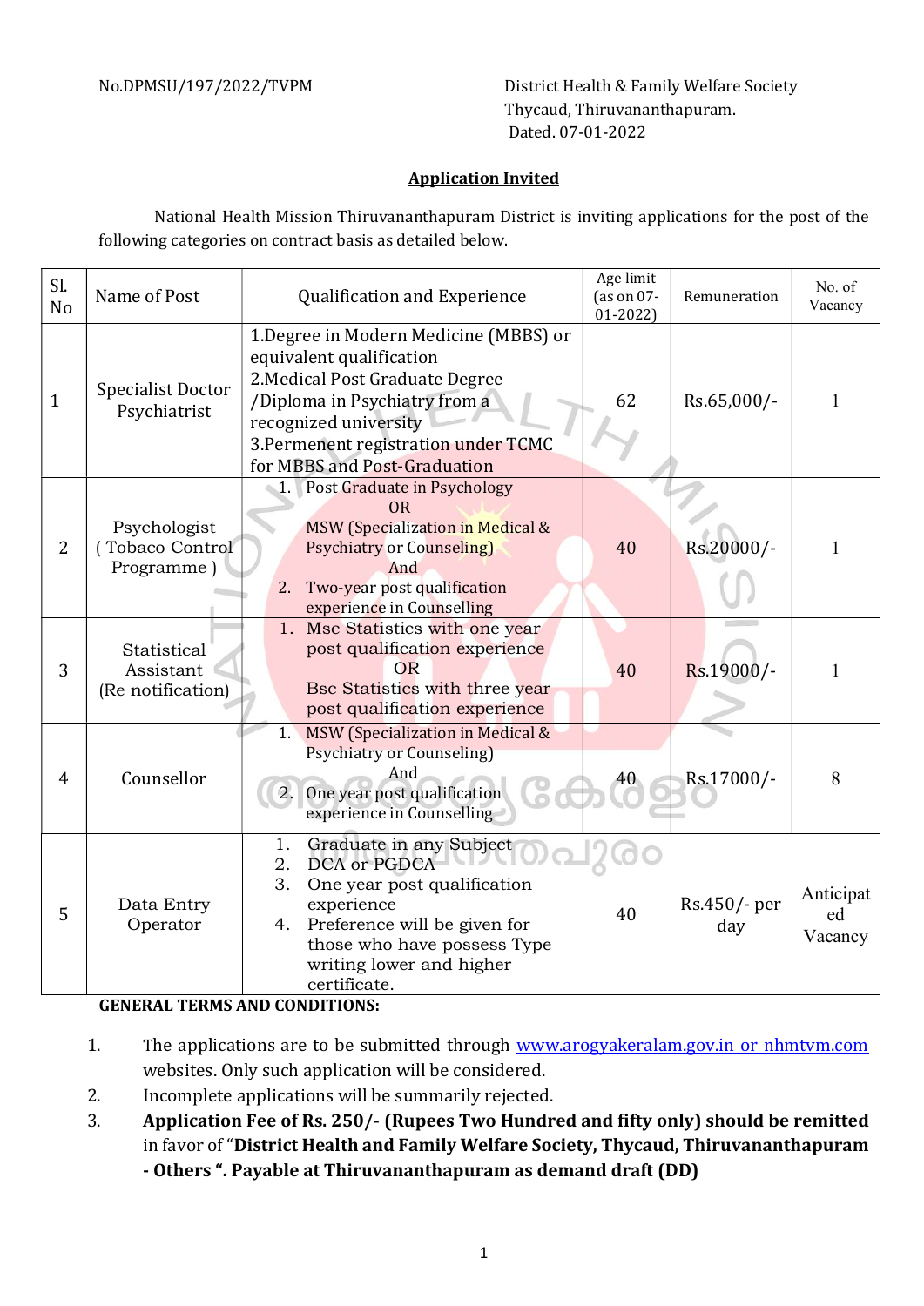No.DPMSU/197/2022/TVPM

District Health & Family Welfare Society
Thycaud, Thiruvananthapuram.
Dated. 07-01-2022

## Application Invited

National Health Mission Thiruvananthapuram District is inviting applications for the post of the following categories on contract basis as detailed below.

| Sl. No | Name of Post | Qualification and Experience | Age limit (as on 07-01-2022) | Remuneration | No. of Vacancy |
|---|---|---|---|---|---|
| 1 | Specialist Doctor Psychiatrist | 1.Degree in Modern Medicine (MBBS) or equivalent qualification<br>2.Medical Post Graduate Degree /Diploma in Psychiatry from a recognized university<br>3.Permenent registration under TCMC for MBBS and Post-Graduation | 62 | Rs.65,000/- | 1 |
| 2 | Psychologist ( Tobaco Control Programme ) | 1. Post Graduate in Psychology<br>OR<br>MSW (Specialization in Medical & Psychiatry or Counseling)<br>And<br>2. Two-year post qualification experience in Counselling | 40 | Rs.20000/- | 1 |
| 3 | Statistical Assistant (Re notification) | 1. Msc Statistics with one year post qualification experience<br>OR<br>Bsc Statistics with three year post qualification experience | 40 | Rs.19000/- | 1 |
| 4 | Counsellor | 1. MSW (Specialization in Medical & Psychiatry or Counseling)<br>And<br>2. One year post qualification experience in Counselling | 40 | Rs.17000/- | 8 |
| 5 | Data Entry Operator | 1. Graduate in any Subject<br>2. DCA or PGDCA<br>3. One year post qualification experience<br>4. Preference will be given for those who have possess Type writing lower and higher certificate. | 40 | Rs.450/- per day | Anticipated Vacancy |

**GENERAL TERMS AND CONDITIONS:**

1. The applications are to be submitted through www.arogyakeralam.gov.in or nhmtvm.com websites. Only such application will be considered.
2. Incomplete applications will be summarily rejected.
3. **Application Fee of Rs. 250/- (Rupees Two Hundred and fifty only) should be remitted** in favor of "**District Health and Family Welfare Society, Thycaud, Thiruvananthapuram - Others ". Payable at Thiruvananthapuram as demand draft (DD)**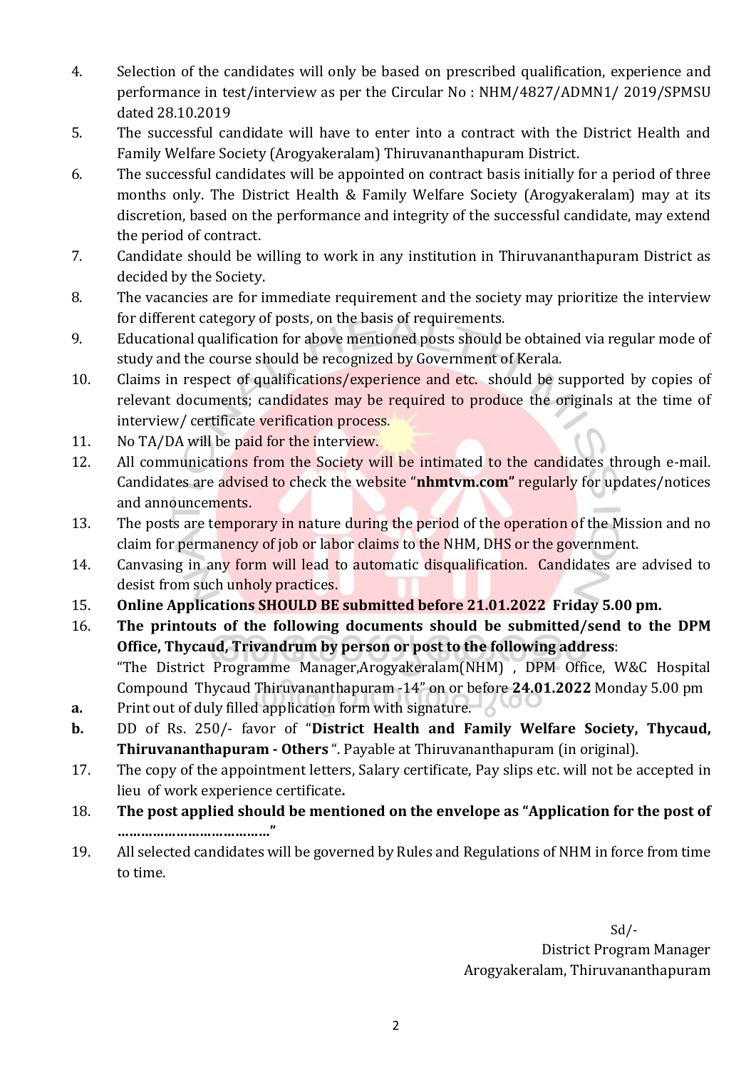4. Selection of the candidates will only be based on prescribed qualification, experience and performance in test/interview as per the Circular No : NHM/4827/ADMN1/ 2019/SPMSU dated 28.10.2019
5. The successful candidate will have to enter into a contract with the District Health and Family Welfare Society (Arogyakeralam) Thiruvananthapuram District.
6. The successful candidates will be appointed on contract basis initially for a period of three months only. The District Health & Family Welfare Society (Arogyakeralam) may at its discretion, based on the performance and integrity of the successful candidate, may extend the period of contract.
7. Candidate should be willing to work in any institution in Thiruvananthapuram District as decided by the Society.
8. The vacancies are for immediate requirement and the society may prioritize the interview for different category of posts, on the basis of requirements.
9. Educational qualification for above mentioned posts should be obtained via regular mode of study and the course should be recognized by Government of Kerala.
10. Claims in respect of qualifications/experience and etc. should be supported by copies of relevant documents; candidates may be required to produce the originals at the time of interview/ certificate verification process.
11. No TA/DA will be paid for the interview.
12. All communications from the Society will be intimated to the candidates through e-mail. Candidates are advised to check the website "**nhmtvm.com"** regularly for updates/notices and announcements.
13. The posts are temporary in nature during the period of the operation of the Mission and no claim for permanency of job or labor claims to the NHM, DHS or the government.
14. Canvasing in any form will lead to automatic disqualification. Candidates are advised to desist from such unholy practices.
15. **Online Applications SHOULD BE submitted before 21.01.2022 Friday 5.00 pm.**
16. **The printouts of the following documents should be submitted/send to the DPM Office, Thycaud, Trivandrum by person or post to the following address**:
"The District Programme Manager,Arogyakeralam(NHM) , DPM Office, W&C Hospital Compound Thycaud Thiruvananthapuram -14" on or before **24.01.2022** Monday 5.00 pm

**a.** Print out of duly filled application form with signature.

**b.** DD of Rs. 250/- favor of "**District Health and Family Welfare Society, Thycaud, Thiruvananthapuram - Others** ". Payable at Thiruvananthapuram (in original).

17. The copy of the appointment letters, Salary certificate, Pay slips etc. will not be accepted in lieu of work experience certificate**.**
18. **The post applied should be mentioned on the envelope as "Application for the post of ………………………………"**
19. All selected candidates will be governed by Rules and Regulations of NHM in force from time to time.

Sd/-
District Program Manager
Arogyakeralam, Thiruvananthapuram